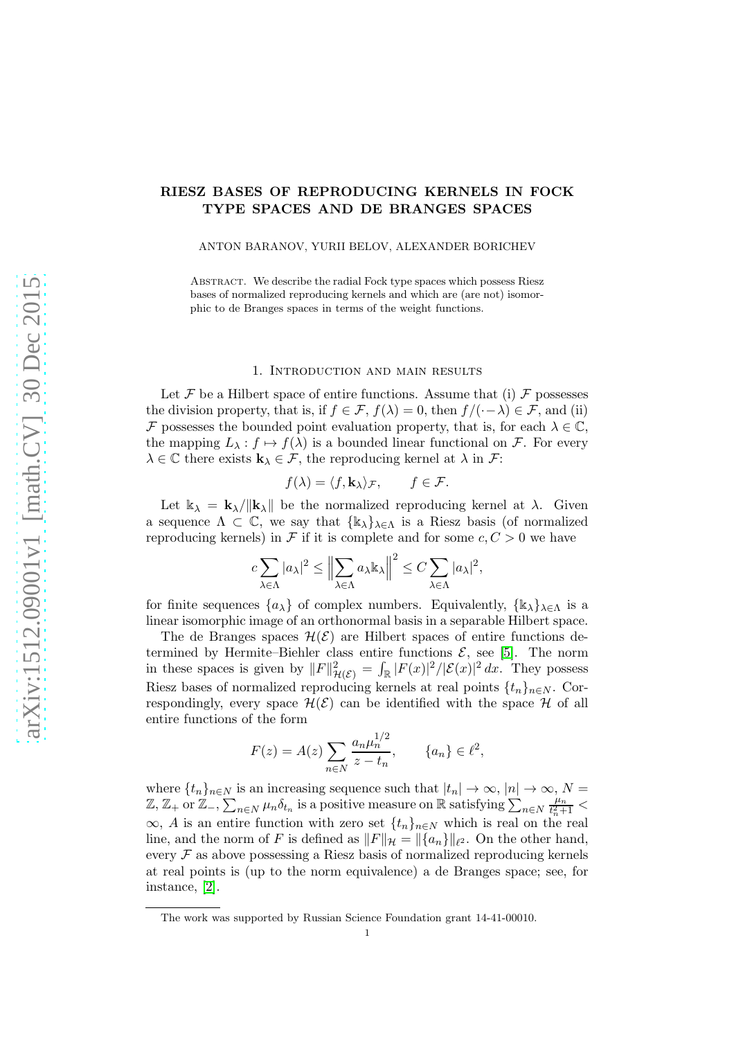# RIESZ BASES OF REPRODUCING KERNELS IN FOCK TYPE SPACES AND DE BRANGES SPACES

ANTON BARANOV, YURII BELOV, ALEXANDER BORICHEV

Abstract. We describe the radial Fock type spaces which possess Riesz bases of normalized reproducing kernels and which are (are not) isomorphic to de Branges spaces in terms of the weight functions.

## 1. Introduction and main results

Let $\mathcal{F}$ be a Hilbert space of entire functions. Assume that (i) $\mathcal{F}$ possesses the division property, that is, if $f \in \mathcal{F}$, $f(\lambda) = 0$, then $f/(\cdot - \lambda) \in \mathcal{F}$, and (ii) $\mathcal{F}$ possesses the bounded point evaluation property, that is, for each $\lambda \in \mathbb{C}$, the mapping $L_\lambda : f \mapsto f(\lambda)$ is a bounded linear functional on $\mathcal{F}$. For every $\lambda \in \mathbb{C}$ there exists $\mathbf{k}_\lambda \in \mathcal{F}$, the reproducing kernel at $\lambda$ in $\mathcal{F}$:

$$f(\lambda) = \langle f, \mathbf{k}_\lambda \rangle_{\mathcal{F}}, \qquad f \in \mathcal{F}.$$

Let $\mathbb{k}_\lambda = \mathbf{k}_\lambda / \|\mathbf{k}_\lambda\|$ be the normalized reproducing kernel at $\lambda$. Given a sequence $\Lambda \subset \mathbb{C}$, we say that $\{\mathbb{k}_\lambda\}_{\lambda \in \Lambda}$ is a Riesz basis (of normalized reproducing kernels) in $\mathcal{F}$ if it is complete and for some $c, C > 0$ we have

$$c \sum_{\lambda \in \Lambda} |a_\lambda|^2 \le \Big\| \sum_{\lambda \in \Lambda} a_\lambda \mathbb{k}_\lambda \Big\|^2 \le C \sum_{\lambda \in \Lambda} |a_\lambda|^2,$$

for finite sequences $\{a_\lambda\}$ of complex numbers. Equivalently, $\{\mathbb{k}_\lambda\}_{\lambda \in \Lambda}$ is a linear isomorphic image of an orthonormal basis in a separable Hilbert space.

The de Branges spaces $\mathcal{H}(\mathcal{E})$ are Hilbert spaces of entire functions determined by Hermite–Biehler class entire functions $\mathcal{E}$, see [5]. The norm in these spaces is given by $\|F\|^2_{\mathcal{H}(\mathcal{E})} = \int_{\mathbb{R}} |F(x)|^2 / |\mathcal{E}(x)|^2 \, dx$. They possess Riesz bases of normalized reproducing kernels at real points $\{t_n\}_{n \in N}$. Correspondingly, every space $\mathcal{H}(\mathcal{E})$ can be identified with the space $\mathcal{H}$ of all entire functions of the form

$$F(z) = A(z) \sum_{n \in N} \frac{a_n \mu_n^{1/2}}{z - t_n}, \qquad \{a_n\} \in \ell^2,$$

where $\{t_n\}_{n \in N}$ is an increasing sequence such that $|t_n| \to \infty$, $|n| \to \infty$, $N = \mathbb{Z}$, $\mathbb{Z}_+$ or $\mathbb{Z}_-$, $\sum_{n \in N} \mu_n \delta_{t_n}$ is a positive measure on $\mathbb{R}$ satisfying $\sum_{n \in N} \frac{\mu_n}{t_n^2 + 1} < \infty$, $A$ is an entire function with zero set $\{t_n\}_{n \in N}$ which is real on the real line, and the norm of $F$ is defined as $\|F\|_{\mathcal{H}} = \|\{a_n\}\|_{\ell^2}$. On the other hand, every $\mathcal{F}$ as above possessing a Riesz basis of normalized reproducing kernels at real points is (up to the norm equivalence) a de Branges space; see, for instance, [2].

The work was supported by Russian Science Foundation grant 14-41-00010.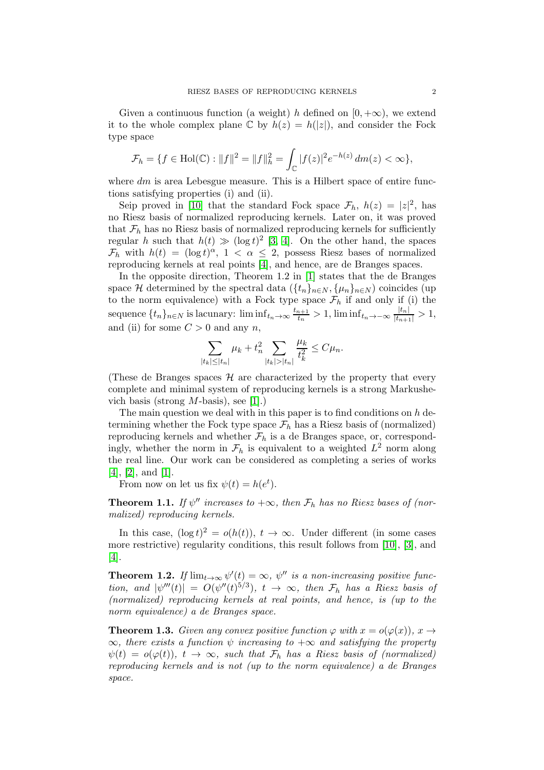Given a continuous function (a weight) $h$ defined on $[0, +\infty)$, we extend it to the whole complex plane $\mathbb{C}$ by $h(z) = h(|z|)$, and consider the Fock type space

$$\mathcal{F}_h = \{f \in \mathrm{Hol}(\mathbb{C}) : \|f\|^2 = \|f\|_h^2 = \int_{\mathbb{C}} |f(z)|^2 e^{-h(z)}\, dm(z) < \infty\},$$

where $dm$ is area Lebesgue measure. This is a Hilbert space of entire functions satisfying properties (i) and (ii).

Seip proved in [10] that the standard Fock space $\mathcal{F}_h$, $h(z) = |z|^2$, has no Riesz basis of normalized reproducing kernels. Later on, it was proved that $\mathcal{F}_h$ has no Riesz basis of normalized reproducing kernels for sufficiently regular $h$ such that $h(t) \gg (\log t)^2$ [3, 4]. On the other hand, the spaces $\mathcal{F}_h$ with $h(t) = (\log t)^\alpha$, $1 < \alpha \le 2$, possess Riesz bases of normalized reproducing kernels at real points [4], and hence, are de Branges spaces.

In the opposite direction, Theorem 1.2 in [1] states that the de Branges space $\mathcal{H}$ determined by the spectral data $(\{t_n\}_{n\in N}, \{\mu_n\}_{n\in N})$ coincides (up to the norm equivalence) with a Fock type space $\mathcal{F}_h$ if and only if (i) the sequence $\{t_n\}_{n\in N}$ is lacunary: $\liminf_{t_n\to\infty} \frac{t_{n+1}}{t_n} > 1$, $\liminf_{t_n\to-\infty} \frac{|t_n|}{|t_{n+1}|} > 1$, and (ii) for some $C > 0$ and any $n$,

$$\sum_{|t_k|\le|t_n|} \mu_k + t_n^2 \sum_{|t_k|>|t_n|} \frac{\mu_k}{t_k^2} \le C\mu_n.$$

(These de Branges spaces $\mathcal{H}$ are characterized by the property that every complete and minimal system of reproducing kernels is a strong Markushevich basis (strong $M$-basis), see [1].)

The main question we deal with in this paper is to find conditions on $h$ determining whether the Fock type space $\mathcal{F}_h$ has a Riesz basis of (normalized) reproducing kernels and whether $\mathcal{F}_h$ is a de Branges space, or, correspondingly, whether the norm in $\mathcal{F}_h$ is equivalent to a weighted $L^2$ norm along the real line. Our work can be considered as completing a series of works [4], [2], and [1].

From now on let us fix $\psi(t) = h(e^t)$.

**Theorem 1.1.** *If $\psi''$ increases to $+\infty$, then $\mathcal{F}_h$ has no Riesz bases of (normalized) reproducing kernels.*

In this case, $(\log t)^2 = o(h(t))$, $t \to \infty$. Under different (in some cases more restrictive) regularity conditions, this result follows from [10], [3], and [4].

**Theorem 1.2.** *If $\lim_{t\to\infty} \psi'(t) = \infty$, $\psi''$ is a non-increasing positive function, and $|\psi'''(t)| = O(\psi''(t)^{5/3})$, $t \to \infty$, then $\mathcal{F}_h$ has a Riesz basis of (normalized) reproducing kernels at real points, and hence, is (up to the norm equivalence) a de Branges space.*

**Theorem 1.3.** *Given any convex positive function $\varphi$ with $x = o(\varphi(x))$, $x \to \infty$, there exists a function $\psi$ increasing to $+\infty$ and satisfying the property $\psi(t) = o(\varphi(t))$, $t \to \infty$, such that $\mathcal{F}_h$ has a Riesz basis of (normalized) reproducing kernels and is not (up to the norm equivalence) a de Branges space.*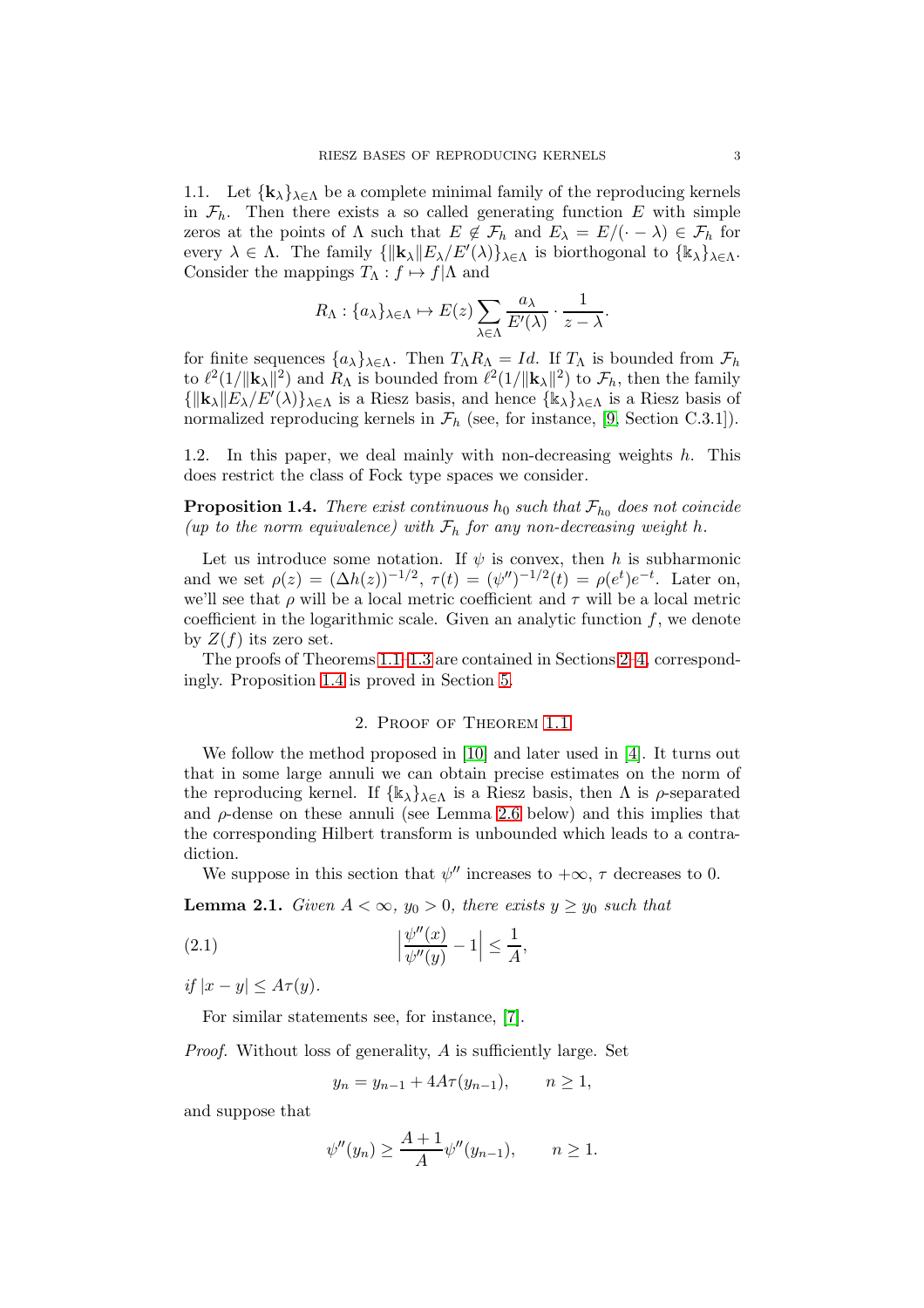1.1. Let $\{\mathbf{k}_\lambda\}_{\lambda\in\Lambda}$ be a complete minimal family of the reproducing kernels in $\mathcal{F}_h$. Then there exists a so called generating function $E$ with simple zeros at the points of $\Lambda$ such that $E \notin \mathcal{F}_h$ and $E_\lambda = E/(\cdot - \lambda) \in \mathcal{F}_h$ for every $\lambda \in \Lambda$. The family $\{\|\mathbf{k}_\lambda\| E_\lambda / E'(\lambda)\}_{\lambda\in\Lambda}$ is biorthogonal to $\{\Bbbk_\lambda\}_{\lambda\in\Lambda}$. Consider the mappings $T_\Lambda : f \mapsto f|\Lambda$ and

$$R_\Lambda : \{a_\lambda\}_{\lambda\in\Lambda} \mapsto E(z) \sum_{\lambda\in\Lambda} \frac{a_\lambda}{E'(\lambda)} \cdot \frac{1}{z-\lambda}.$$

for finite sequences $\{a_\lambda\}_{\lambda\in\Lambda}$. Then $T_\Lambda R_\Lambda = Id$. If $T_\Lambda$ is bounded from $\mathcal{F}_h$ to $\ell^2(1/\|\mathbf{k}_\lambda\|^2)$ and $R_\Lambda$ is bounded from $\ell^2(1/\|\mathbf{k}_\lambda\|^2)$ to $\mathcal{F}_h$, then the family $\{\|\mathbf{k}_\lambda\| E_\lambda/E'(\lambda)\}_{\lambda\in\Lambda}$ is a Riesz basis, and hence $\{\Bbbk_\lambda\}_{\lambda\in\Lambda}$ is a Riesz basis of normalized reproducing kernels in $\mathcal{F}_h$ (see, for instance, [9, Section C.3.1]).

1.2. In this paper, we deal mainly with non-decreasing weights $h$. This does restrict the class of Fock type spaces we consider.

**Proposition 1.4.** *There exist continuous $h_0$ such that $\mathcal{F}_{h_0}$ does not coincide (up to the norm equivalence) with $\mathcal{F}_h$ for any non-decreasing weight $h$.*

Let us introduce some notation. If $\psi$ is convex, then $h$ is subharmonic and we set $\rho(z) = (\Delta h(z))^{-1/2}$, $\tau(t) = (\psi'')^{-1/2}(t) = \rho(e^t)e^{-t}$. Later on, we'll see that $\rho$ will be a local metric coefficient and $\tau$ will be a local metric coefficient in the logarithmic scale. Given an analytic function $f$, we denote by $Z(f)$ its zero set.

The proofs of Theorems 1.1–1.3 are contained in Sections 2–4, correspondingly. Proposition 1.4 is proved in Section 5.

## 2. Proof of Theorem 1.1

We follow the method proposed in [10] and later used in [4]. It turns out that in some large annuli we can obtain precise estimates on the norm of the reproducing kernel. If $\{\Bbbk_\lambda\}_{\lambda\in\Lambda}$ is a Riesz basis, then $\Lambda$ is $\rho$-separated and $\rho$-dense on these annuli (see Lemma 2.6 below) and this implies that the corresponding Hilbert transform is unbounded which leads to a contradiction.

We suppose in this section that $\psi''$ increases to $+\infty$, $\tau$ decreases to 0.

**Lemma 2.1.** *Given $A < \infty$, $y_0 > 0$, there exists $y \geq y_0$ such that*

$$\Big|\frac{\psi''(x)}{\psi''(y)} - 1\Big| \leq \frac{1}{A}, \tag{2.1}$$

*if $|x - y| \leq A\tau(y)$.*

For similar statements see, for instance, [7].

*Proof.* Without loss of generality, $A$ is sufficiently large. Set

$$y_n = y_{n-1} + 4A\tau(y_{n-1}), \qquad n \geq 1,$$

and suppose that

$$\psi''(y_n) \geq \frac{A+1}{A}\psi''(y_{n-1}), \qquad n \geq 1.$$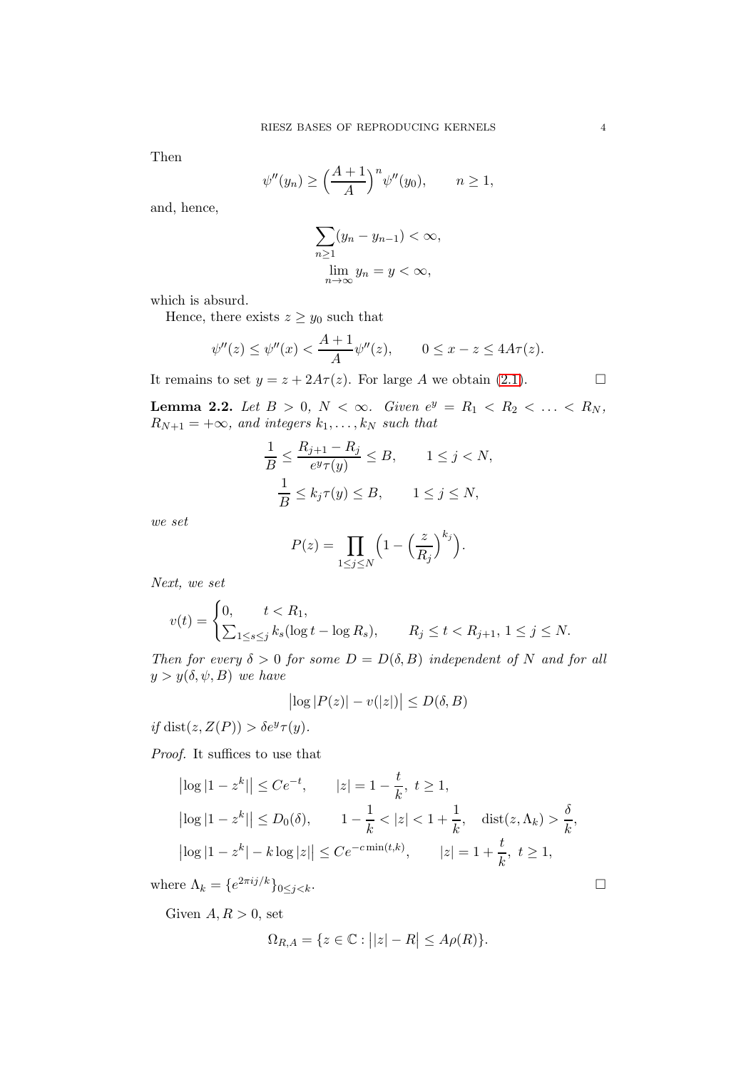Then

$$\psi''(y_n) \geq \Big(\frac{A+1}{A}\Big)^n \psi''(y_0), \qquad n \geq 1,$$

and, hence,

$$\sum_{n\geq 1}(y_n - y_{n-1}) < \infty,$$
$$\lim_{n\to\infty} y_n = y < \infty,$$

which is absurd.

Hence, there exists $z \geq y_0$ such that

$$\psi''(z) \leq \psi''(x) < \frac{A+1}{A}\psi''(z), \qquad 0 \leq x - z \leq 4A\tau(z).$$

It remains to set $y = z + 2A\tau(z)$. For large $A$ we obtain (2.1). $\square$

**Lemma 2.2.** *Let $B > 0$, $N < \infty$. Given $e^y = R_1 < R_2 < \ldots < R_N$, $R_{N+1} = +\infty$, and integers $k_1, \ldots, k_N$ such that*

$$\frac{1}{B} \leq \frac{R_{j+1} - R_j}{e^y \tau(y)} \leq B, \qquad 1 \leq j < N,$$
$$\frac{1}{B} \leq k_j \tau(y) \leq B, \qquad 1 \leq j \leq N,$$

*we set*

$$P(z) = \prod_{1\leq j\leq N}\Big(1 - \Big(\frac{z}{R_j}\Big)^{k_j}\Big).$$

*Next, we set*

$$v(t) = \begin{cases} 0, & t < R_1, \\ \sum_{1\leq s\leq j} k_s(\log t - \log R_s), & R_j \leq t < R_{j+1},\ 1 \leq j \leq N. \end{cases}$$

*Then for every $\delta > 0$ for some $D = D(\delta, B)$ independent of $N$ and for all $y > y(\delta, \psi, B)$ we have*

$$\big|\log|P(z)| - v(|z|)\big| \leq D(\delta, B)$$

*if $\operatorname{dist}(z, Z(P)) > \delta e^y \tau(y)$.*

*Proof.* It suffices to use that

$$\big|\log|1 - z^k|\big| \leq Ce^{-t}, \qquad |z| = 1 - \frac{t}{k},\ t \geq 1,$$
$$\big|\log|1 - z^k|\big| \leq D_0(\delta), \qquad 1 - \frac{1}{k} < |z| < 1 + \frac{1}{k}, \quad \operatorname{dist}(z, \Lambda_k) > \frac{\delta}{k},$$
$$\big|\log|1 - z^k| - k\log|z|\big| \leq Ce^{-c\min(t,k)}, \qquad |z| = 1 + \frac{t}{k},\ t \geq 1,$$

where $\Lambda_k = \{e^{2\pi i j/k}\}_{0\leq j<k}$. $\square$

Given $A, R > 0$, set

$$\Omega_{R,A} = \{z \in \mathbb{C} : \big||z| - R\big| \leq A\rho(R)\}.$$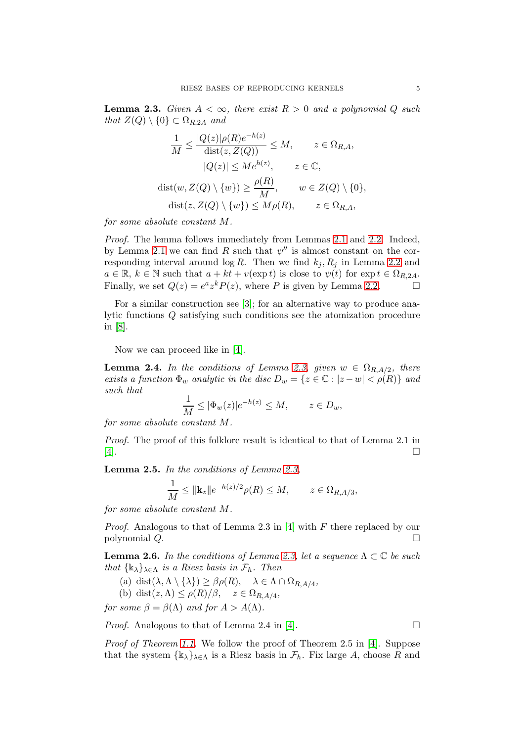**Lemma 2.3.** *Given $A < \infty$, there exist $R > 0$ and a polynomial $Q$ such that $Z(Q) \setminus \{0\} \subset \Omega_{R,2A}$ and*

$$\frac{1}{M} \le \frac{|Q(z)|\rho(R)e^{-h(z)}}{\operatorname{dist}(z, Z(Q))} \le M, \qquad z \in \Omega_{R,A},$$

$$|Q(z)| \le Me^{h(z)}, \qquad z \in \mathbb{C},$$

$$\operatorname{dist}(w, Z(Q) \setminus \{w\}) \ge \frac{\rho(R)}{M}, \qquad w \in Z(Q) \setminus \{0\},$$

$$\operatorname{dist}(z, Z(Q) \setminus \{w\}) \le M\rho(R), \qquad z \in \Omega_{R,A},$$

*for some absolute constant $M$.*

*Proof.* The lemma follows immediately from Lemmas 2.1 and 2.2. Indeed, by Lemma 2.1 we can find $R$ such that $\psi''$ is almost constant on the corresponding interval around $\log R$. Then we find $k_j, R_j$ in Lemma 2.2 and $a \in \mathbb{R}$, $k \in \mathbb{N}$ such that $a + kt + v(\exp t)$ is close to $\psi(t)$ for $\exp t \in \Omega_{R,2A}$. Finally, we set $Q(z) = e^a z^k P(z)$, where $P$ is given by Lemma 2.2. $\square$

For a similar construction see [3]; for an alternative way to produce analytic functions $Q$ satisfying such conditions see the atomization procedure in [8].

Now we can proceed like in [4].

**Lemma 2.4.** *In the conditions of Lemma 2.3, given $w \in \Omega_{R,A/2}$, there exists a function $\Phi_w$ analytic in the disc $D_w = \{z \in \mathbb{C} : |z - w| < \rho(R)\}$ and such that*

$$\frac{1}{M} \le |\Phi_w(z)|e^{-h(z)} \le M, \qquad z \in D_w,$$

*for some absolute constant $M$.*

*Proof.* The proof of this folklore result is identical to that of Lemma 2.1 in [4]. $\square$

**Lemma 2.5.** *In the conditions of Lemma 2.3,*

$$\frac{1}{M} \le \|\mathbf{k}_z\| e^{-h(z)/2}\rho(R) \le M, \qquad z \in \Omega_{R,A/3},$$

*for some absolute constant $M$.*

*Proof.* Analogous to that of Lemma 2.3 in [4] with $F$ there replaced by our polynomial $Q$. $\square$

**Lemma 2.6.** *In the conditions of Lemma 2.3, let a sequence $\Lambda \subset \mathbb{C}$ be such that $\{\Bbbk_\lambda\}_{\lambda \in \Lambda}$ is a Riesz basis in $\mathcal{F}_h$. Then*

(a) $\operatorname{dist}(\lambda, \Lambda \setminus \{\lambda\}) \ge \beta\rho(R), \quad \lambda \in \Lambda \cap \Omega_{R,A/4}$,

(b) $\operatorname{dist}(z, \Lambda) \le \rho(R)/\beta, \quad z \in \Omega_{R,A/4}$,

*for some $\beta = \beta(\Lambda)$ and for $A > A(\Lambda)$.*

*Proof.* Analogous to that of Lemma 2.4 in [4]. $\square$

*Proof of Theorem 1.1.* We follow the proof of Theorem 2.5 in [4]. Suppose that the system $\{\Bbbk_\lambda\}_{\lambda \in \Lambda}$ is a Riesz basis in $\mathcal{F}_h$. Fix large $A$, choose $R$ and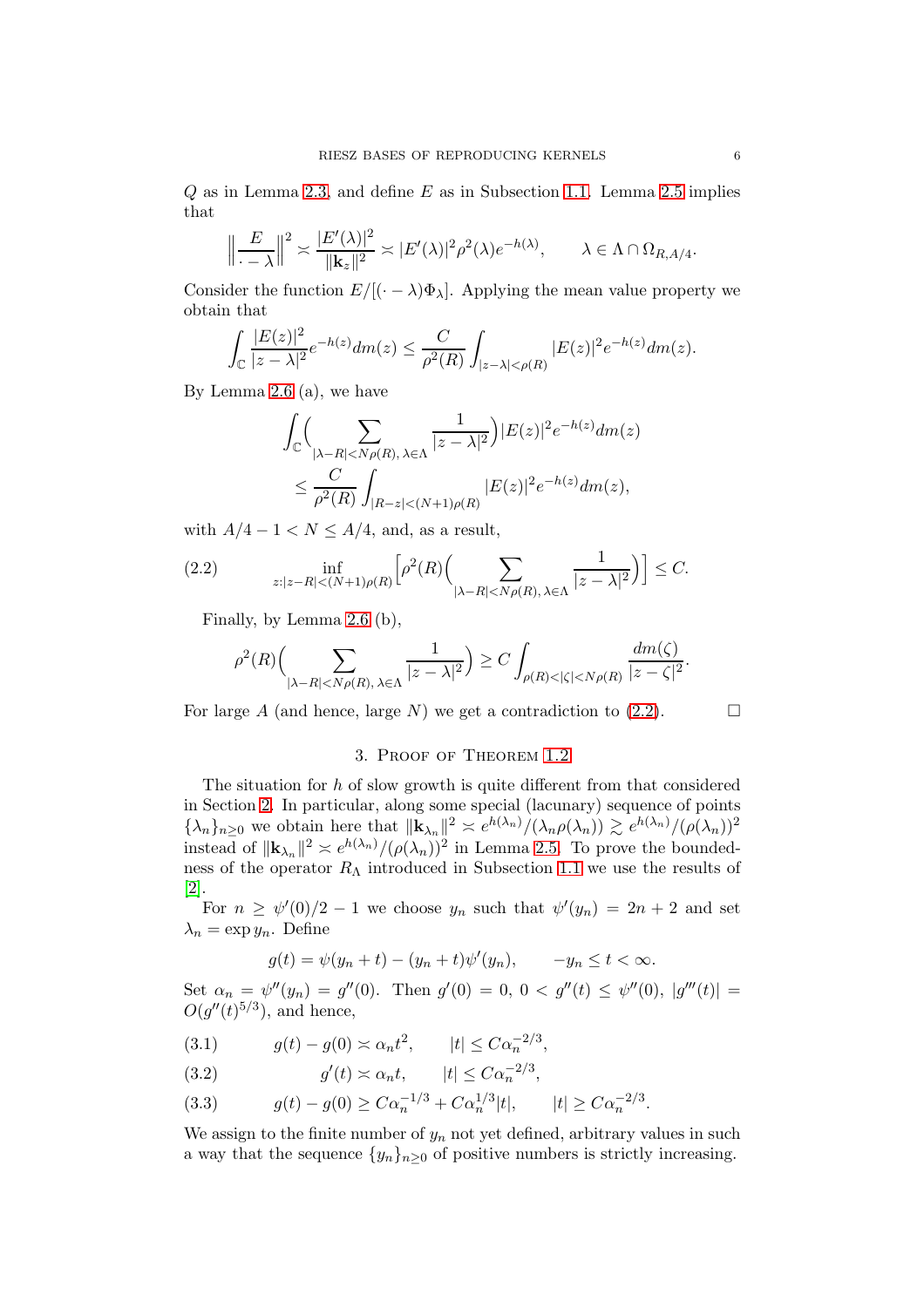$Q$ as in Lemma 2.3, and define $E$ as in Subsection 1.1. Lemma 2.5 implies that

$$\Big\| \frac{E}{\cdot - \lambda} \Big\|^2 \asymp \frac{|E'(\lambda)|^2}{\|\mathbf{k}_z\|^2} \asymp |E'(\lambda)|^2 \rho^2(\lambda) e^{-h(\lambda)}, \qquad \lambda \in \Lambda \cap \Omega_{R,A/4}.$$

Consider the function $E/[(\cdot - \lambda)\Phi_\lambda]$. Applying the mean value property we obtain that

$$\int_{\mathbb{C}} \frac{|E(z)|^2}{|z-\lambda|^2} e^{-h(z)} dm(z) \le \frac{C}{\rho^2(R)} \int_{|z-\lambda|<\rho(R)} |E(z)|^2 e^{-h(z)} dm(z).$$

By Lemma 2.6 (a), we have

$$\begin{aligned}
&\int_{\mathbb{C}} \Big( \sum_{|\lambda - R| < N\rho(R),\, \lambda \in \Lambda} \frac{1}{|z-\lambda|^2} \Big) |E(z)|^2 e^{-h(z)} dm(z) \\
&\qquad \le \frac{C}{\rho^2(R)} \int_{|R-z|<(N+1)\rho(R)} |E(z)|^2 e^{-h(z)} dm(z),
\end{aligned}$$

with $A/4 - 1 < N \le A/4$, and, as a result,

$$\inf_{z:|z-R|<(N+1)\rho(R)} \Big[ \rho^2(R) \Big( \sum_{|\lambda - R| < N\rho(R),\, \lambda \in \Lambda} \frac{1}{|z-\lambda|^2} \Big) \Big] \le C. \tag{2.2}$$

Finally, by Lemma 2.6 (b),

$$\rho^2(R) \Big( \sum_{|\lambda - R| < N\rho(R),\, \lambda \in \Lambda} \frac{1}{|z-\lambda|^2} \Big) \ge C \int_{\rho(R) < |\zeta| < N\rho(R)} \frac{dm(\zeta)}{|z-\zeta|^2}.$$

For large $A$ (and hence, large $N$) we get a contradiction to (2.2). $\square$

## 3. Proof of Theorem 1.2

The situation for $h$ of slow growth is quite different from that considered in Section 2. In particular, along some special (lacunary) sequence of points $\{\lambda_n\}_{n \ge 0}$ we obtain here that $\|\mathbf{k}_{\lambda_n}\|^2 \asymp e^{h(\lambda_n)}/(\lambda_n \rho(\lambda_n)) \gtrsim e^{h(\lambda_n)}/(\rho(\lambda_n))^2$ instead of $\|\mathbf{k}_{\lambda_n}\|^2 \asymp e^{h(\lambda_n)}/(\rho(\lambda_n))^2$ in Lemma 2.5. To prove the boundedness of the operator $R_\Lambda$ introduced in Subsection 1.1 we use the results of [2].

For $n \ge \psi'(0)/2 - 1$ we choose $y_n$ such that $\psi'(y_n) = 2n + 2$ and set $\lambda_n = \exp y_n$. Define

$$g(t) = \psi(y_n + t) - (y_n + t)\psi'(y_n), \qquad -y_n \le t < \infty.$$

Set $\alpha_n = \psi''(y_n) = g''(0)$. Then $g'(0) = 0$, $0 < g''(t) \le \psi''(0)$, $|g'''(t)| = O(g''(t)^{5/3})$, and hence,

$$g(t) - g(0) \asymp \alpha_n t^2, \qquad |t| \le C\alpha_n^{-2/3}, \tag{3.1}$$

$$g'(t) \asymp \alpha_n t, \qquad |t| \le C\alpha_n^{-2/3}, \tag{3.2}$$

$$g(t) - g(0) \ge C\alpha_n^{-1/3} + C\alpha_n^{1/3}|t|, \qquad |t| \ge C\alpha_n^{-2/3}. \tag{3.3}$$

We assign to the finite number of $y_n$ not yet defined, arbitrary values in such a way that the sequence $\{y_n\}_{n \ge 0}$ of positive numbers is strictly increasing.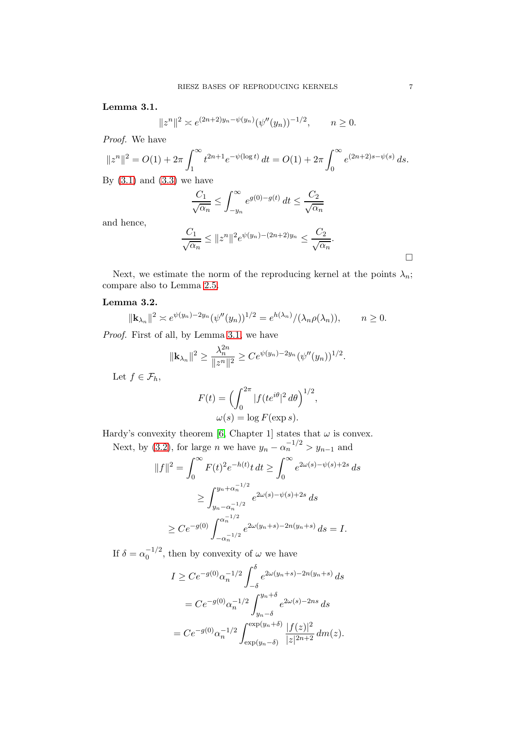**Lemma 3.1.**

$$\|z^n\|^2 \asymp e^{(2n+2)y_n - \psi(y_n)}(\psi''(y_n))^{-1/2}, \qquad n \geq 0.$$

*Proof.* We have

$$\|z^n\|^2 = O(1) + 2\pi \int_1^\infty t^{2n+1} e^{-\psi(\log t)}\, dt = O(1) + 2\pi \int_0^\infty e^{(2n+2)s - \psi(s)}\, ds.$$

By (3.1) and (3.3) we have

$$\frac{C_1}{\sqrt{\alpha_n}} \leq \int_{-y_n}^\infty e^{g(0)-g(t)}\, dt \leq \frac{C_2}{\sqrt{\alpha_n}}$$

and hence,

$$\frac{C_1}{\sqrt{\alpha_n}} \leq \|z^n\|^2 e^{\psi(y_n)-(2n+2)y_n} \leq \frac{C_2}{\sqrt{\alpha_n}}.$$

$\square$

Next, we estimate the norm of the reproducing kernel at the points $\lambda_n$; compare also to Lemma 2.5.

**Lemma 3.2.**

$$\|\mathbf{k}_{\lambda_n}\|^2 \asymp e^{\psi(y_n)-2y_n}(\psi''(y_n))^{1/2} = e^{h(\lambda_n)}/(\lambda_n \rho(\lambda_n)), \qquad n \geq 0.$$

*Proof.* First of all, by Lemma 3.1, we have

$$\|\mathbf{k}_{\lambda_n}\|^2 \geq \frac{\lambda_n^{2n}}{\|z^n\|^2} \geq C e^{\psi(y_n)-2y_n}(\psi''(y_n))^{1/2}.$$

Let $f \in \mathcal{F}_h$,

$$F(t) = \Big(\int_0^{2\pi} |f(te^{i\theta}|^2\, d\theta\Big)^{1/2},$$
$$\omega(s) = \log F(\exp s).$$

Hardy's convexity theorem [6, Chapter 1] states that $\omega$ is convex.

Next, by (3.2), for large $n$ we have $y_n - \alpha_n^{-1/2} > y_{n-1}$ and

$$\begin{aligned}
\|f\|^2 = \int_0^\infty F(t)^2 e^{-h(t)} t\, dt &\geq \int_0^\infty e^{2\omega(s) - \psi(s) + 2s}\, ds \\
&\geq \int_{y_n - \alpha_n^{-1/2}}^{y_n + \alpha_n^{-1/2}} e^{2\omega(s)-\psi(s)+2s}\, ds \\
&\geq C e^{-g(0)} \int_{-\alpha_n^{-1/2}}^{\alpha_n^{-1/2}} e^{2\omega(y_n+s) - 2n(y_n+s)}\, ds = I.
\end{aligned}$$

If $\delta = \alpha_0^{-1/2}$, then by convexity of $\omega$ we have

$$\begin{aligned}
I &\geq C e^{-g(0)} \alpha_n^{-1/2} \int_{-\delta}^{\delta} e^{2\omega(y_n+s)-2n(y_n+s)}\, ds \\
&= C e^{-g(0)} \alpha_n^{-1/2} \int_{y_n-\delta}^{y_n+\delta} e^{2\omega(s)-2ns}\, ds \\
&= C e^{-g(0)} \alpha_n^{-1/2} \int_{\exp(y_n-\delta)}^{\exp(y_n+\delta)} \frac{|f(z)|^2}{|z|^{2n+2}}\, dm(z).
\end{aligned}$$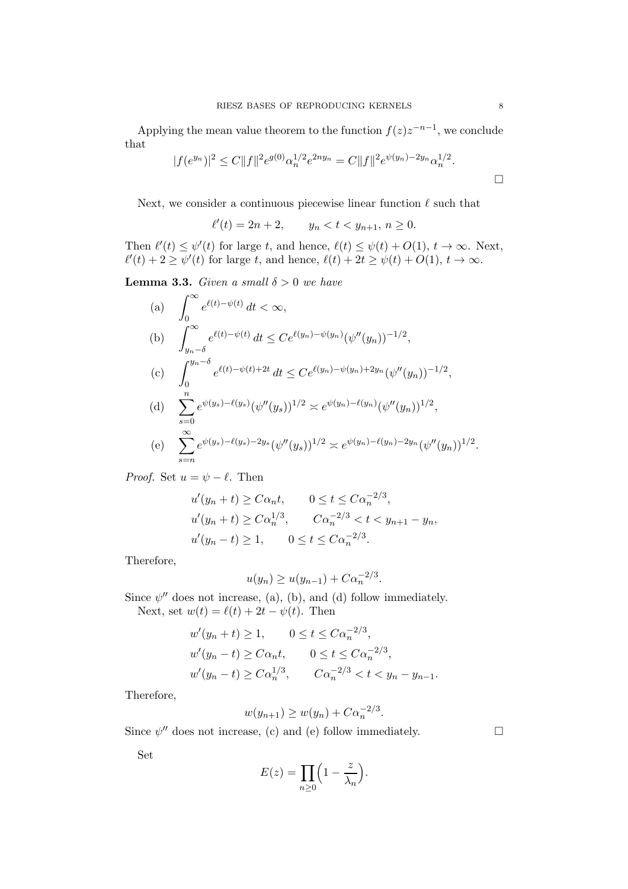Applying the mean value theorem to the function $f(z)z^{-n-1}$, we conclude that

$$|f(e^{y_n})|^2 \le C\|f\|^2 e^{g(0)}\alpha_n^{1/2}e^{2ny_n} = C\|f\|^2 e^{\psi(y_n)-2y_n}\alpha_n^{1/2}.$$

□

Next, we consider a continuous piecewise linear function $\ell$ such that

$$\ell'(t) = 2n+2, \qquad y_n < t < y_{n+1},\ n \ge 0.$$

Then $\ell'(t) \le \psi'(t)$ for large $t$, and hence, $\ell(t) \le \psi(t) + O(1)$, $t \to \infty$. Next, $\ell'(t) + 2 \ge \psi'(t)$ for large $t$, and hence, $\ell(t) + 2t \ge \psi(t) + O(1)$, $t \to \infty$.

**Lemma 3.3.** *Given a small $\delta > 0$ we have*

(a) $$\int_0^\infty e^{\ell(t)-\psi(t)}\,dt < \infty,$$

(b) $$\int_{y_n-\delta}^\infty e^{\ell(t)-\psi(t)}\,dt \le Ce^{\ell(y_n)-\psi(y_n)}(\psi''(y_n))^{-1/2},$$

(c) $$\int_0^{y_n-\delta} e^{\ell(t)-\psi(t)+2t}\,dt \le Ce^{\ell(y_n)-\psi(y_n)+2y_n}(\psi''(y_n))^{-1/2},$$

(d) $$\sum_{s=0}^n e^{\psi(y_s)-\ell(y_s)}(\psi''(y_s))^{1/2} \asymp e^{\psi(y_n)-\ell(y_n)}(\psi''(y_n))^{1/2},$$

(e) $$\sum_{s=n}^\infty e^{\psi(y_s)-\ell(y_s)-2y_s}(\psi''(y_s))^{1/2} \asymp e^{\psi(y_n)-\ell(y_n)-2y_n}(\psi''(y_n))^{1/2}.$$

*Proof.* Set $u = \psi - \ell$. Then

$$u'(y_n+t) \ge C\alpha_n t, \qquad 0 \le t \le C\alpha_n^{-2/3},$$
$$u'(y_n+t) \ge C\alpha_n^{1/3}, \qquad C\alpha_n^{-2/3} < t < y_{n+1}-y_n,$$
$$u'(y_n-t) \ge 1, \qquad 0 \le t \le C\alpha_n^{-2/3}.$$

Therefore,

$$u(y_n) \ge u(y_{n-1}) + C\alpha_n^{-2/3}.$$

Since $\psi''$ does not increase, (a), (b), and (d) follow immediately.

Next, set $w(t) = \ell(t) + 2t - \psi(t)$. Then

$$w'(y_n+t) \ge 1, \qquad 0 \le t \le C\alpha_n^{-2/3},$$
$$w'(y_n-t) \ge C\alpha_n t, \qquad 0 \le t \le C\alpha_n^{-2/3},$$
$$w'(y_n-t) \ge C\alpha_n^{1/3}, \qquad C\alpha_n^{-2/3} < t < y_n - y_{n-1}.$$

Therefore,

$$w(y_{n+1}) \ge w(y_n) + C\alpha_n^{-2/3}.$$

Since $\psi''$ does not increase, (c) and (e) follow immediately. □

Set

$$E(z) = \prod_{n\ge 0}\Bigl(1 - \frac{z}{\lambda_n}\Bigr).$$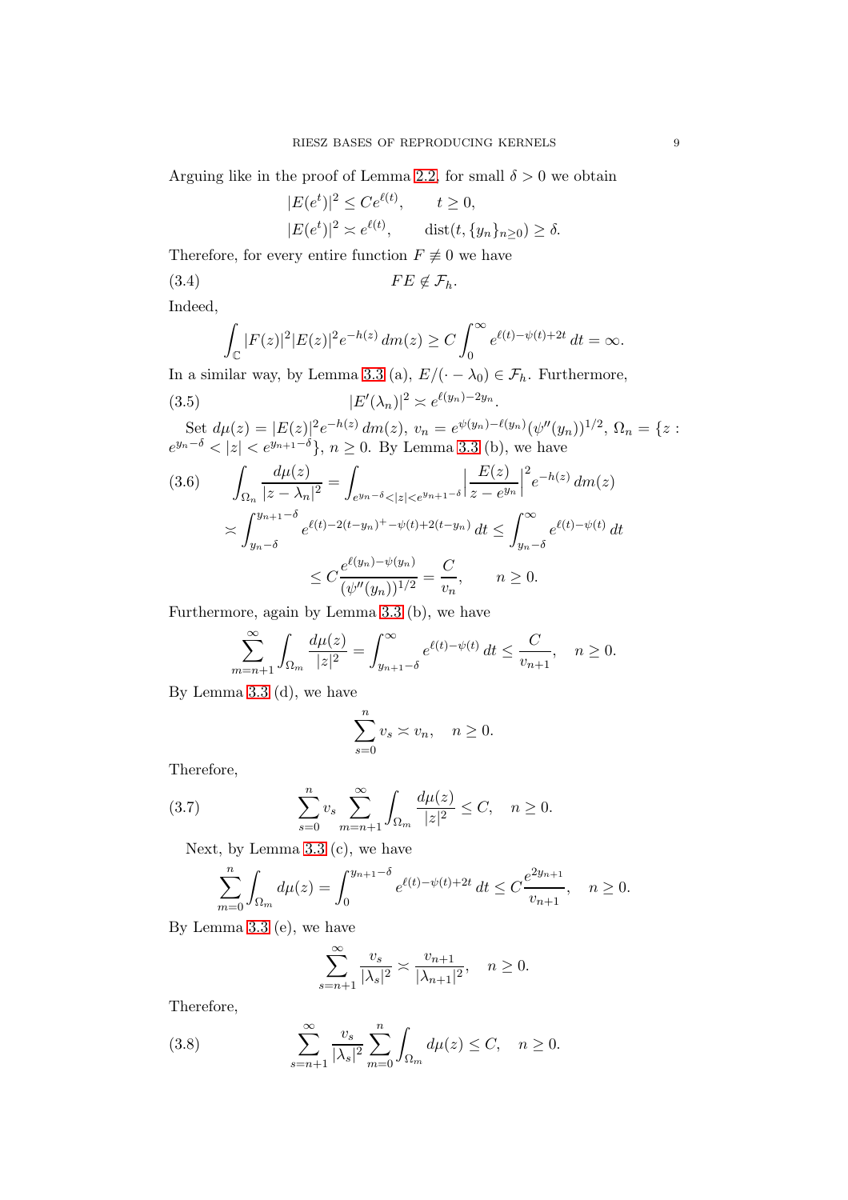Arguing like in the proof of Lemma 2.2, for small $\delta > 0$ we obtain

$$|E(e^t)|^2 \le Ce^{\ell(t)}, \qquad t \ge 0,$$

$$|E(e^t)|^2 \asymp e^{\ell(t)}, \qquad \mathrm{dist}(t, \{y_n\}_{n\ge 0}) \ge \delta.$$

Therefore, for every entire function $F \not\equiv 0$ we have

$$FE \notin \mathcal{F}_h. \tag{3.4}$$

Indeed,

$$\int_{\mathbb{C}} |F(z)|^2 |E(z)|^2 e^{-h(z)}\, dm(z) \ge C \int_0^\infty e^{\ell(t)-\psi(t)+2t}\, dt = \infty.$$

In a similar way, by Lemma 3.3 (a), $E/(\cdot - \lambda_0) \in \mathcal{F}_h$. Furthermore,

$$|E'(\lambda_n)|^2 \asymp e^{\ell(y_n)-2y_n}. \tag{3.5}$$

Set $d\mu(z) = |E(z)|^2 e^{-h(z)}\, dm(z)$, $v_n = e^{\psi(y_n)-\ell(y_n)}(\psi''(y_n))^{1/2}$, $\Omega_n = \{z : e^{y_n-\delta} < |z| < e^{y_{n+1}-\delta}\}$, $n \ge 0$. By Lemma 3.3 (b), we have

$$\begin{aligned}
\int_{\Omega_n} \frac{d\mu(z)}{|z-\lambda_n|^2} &= \int_{e^{y_n-\delta}<|z|<e^{y_{n+1}-\delta}} \Big|\frac{E(z)}{z-e^{y_n}}\Big|^2 e^{-h(z)}\, dm(z) \\
&\asymp \int_{y_n-\delta}^{y_{n+1}-\delta} e^{\ell(t)-2(t-y_n)^+-\psi(t)+2(t-y_n)}\, dt \le \int_{y_n-\delta}^{\infty} e^{\ell(t)-\psi(t)}\, dt \\
&\le C\frac{e^{\ell(y_n)-\psi(y_n)}}{(\psi''(y_n))^{1/2}} = \frac{C}{v_n}, \qquad n \ge 0.
\end{aligned} \tag{3.6}$$

Furthermore, again by Lemma 3.3 (b), we have

$$\sum_{m=n+1}^{\infty} \int_{\Omega_m} \frac{d\mu(z)}{|z|^2} = \int_{y_{n+1}-\delta}^{\infty} e^{\ell(t)-\psi(t)}\, dt \le \frac{C}{v_{n+1}}, \quad n \ge 0.$$

By Lemma 3.3 (d), we have

$$\sum_{s=0}^{n} v_s \asymp v_n, \quad n \ge 0.$$

Therefore,

$$\sum_{s=0}^{n} v_s \sum_{m=n+1}^{\infty} \int_{\Omega_m} \frac{d\mu(z)}{|z|^2} \le C, \quad n \ge 0. \tag{3.7}$$

Next, by Lemma 3.3 (c), we have

$$\sum_{m=0}^{n} \int_{\Omega_m} d\mu(z) = \int_0^{y_{n+1}-\delta} e^{\ell(t)-\psi(t)+2t}\, dt \le C\frac{e^{2y_{n+1}}}{v_{n+1}}, \quad n \ge 0.$$

By Lemma 3.3 (e), we have

$$\sum_{s=n+1}^{\infty} \frac{v_s}{|\lambda_s|^2} \asymp \frac{v_{n+1}}{|\lambda_{n+1}|^2}, \quad n \ge 0.$$

Therefore,

$$\sum_{s=n+1}^{\infty} \frac{v_s}{|\lambda_s|^2} \sum_{m=0}^{n} \int_{\Omega_m} d\mu(z) \le C, \quad n \ge 0. \tag{3.8}$$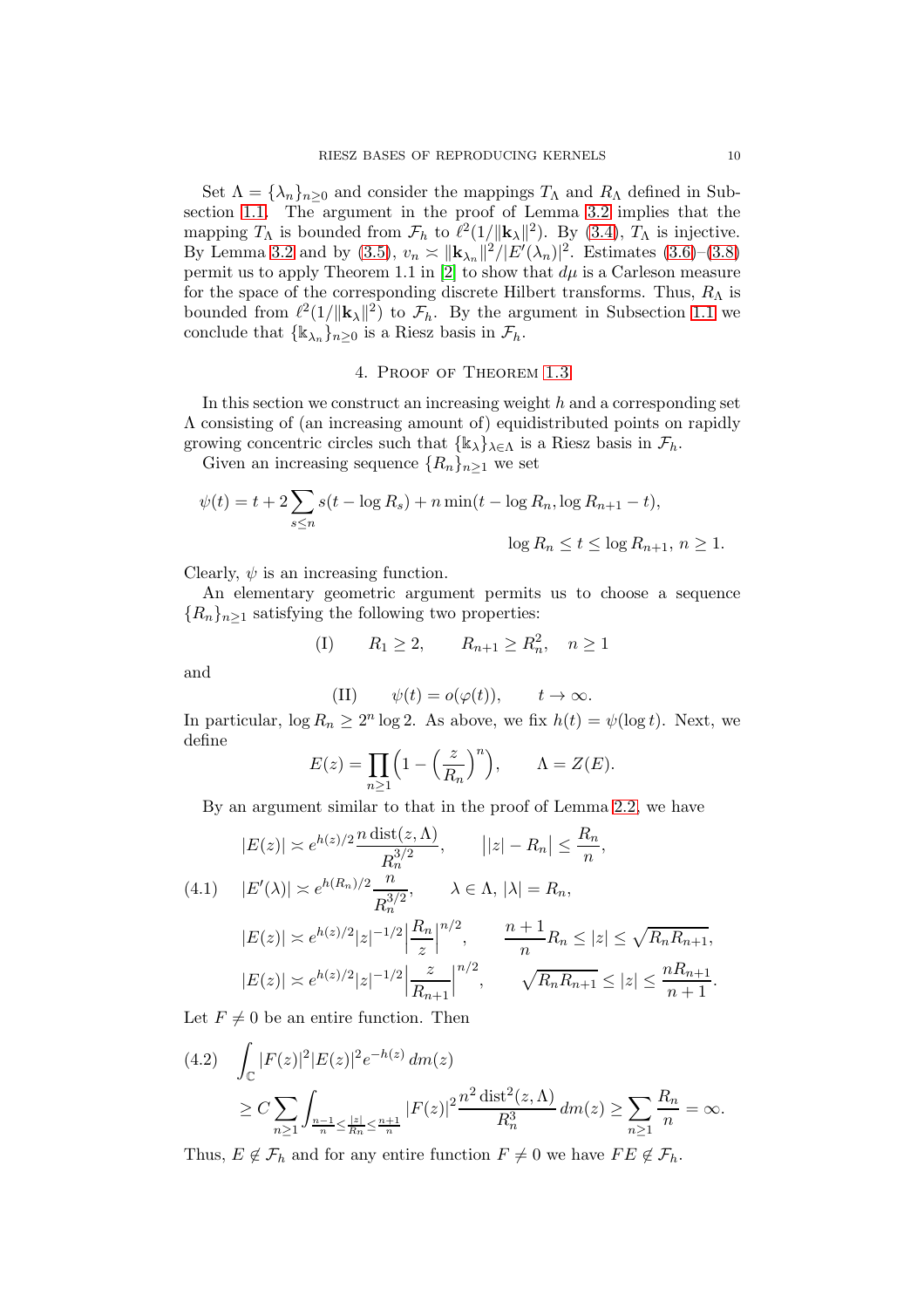Set $\Lambda = \{\lambda_n\}_{n\ge 0}$ and consider the mappings $T_\Lambda$ and $R_\Lambda$ defined in Subsection 1.1. The argument in the proof of Lemma 3.2 implies that the mapping $T_\Lambda$ is bounded from $\mathcal{F}_h$ to $\ell^2(1/\|\mathbf{k}_\lambda\|^2)$. By (3.4), $T_\Lambda$ is injective. By Lemma 3.2 and by (3.5), $v_n \asymp \|\mathbf{k}_{\lambda_n}\|^2/|E'(\lambda_n)|^2$. Estimates (3.6)–(3.8) permit us to apply Theorem 1.1 in [2] to show that $d\mu$ is a Carleson measure for the space of the corresponding discrete Hilbert transforms. Thus, $R_\Lambda$ is bounded from $\ell^2(1/\|\mathbf{k}_\lambda\|^2)$ to $\mathcal{F}_h$. By the argument in Subsection 1.1 we conclude that $\{\Bbbk_{\lambda_n}\}_{n\ge 0}$ is a Riesz basis in $\mathcal{F}_h$.

## 4. Proof of Theorem 1.3

In this section we construct an increasing weight $h$ and a corresponding set $\Lambda$ consisting of (an increasing amount of) equidistributed points on rapidly growing concentric circles such that $\{\Bbbk_\lambda\}_{\lambda\in\Lambda}$ is a Riesz basis in $\mathcal{F}_h$.

Given an increasing sequence $\{R_n\}_{n\ge 1}$ we set

$$\psi(t) = t + 2\sum_{s\le n} s(t-\log R_s) + n\min(t-\log R_n, \log R_{n+1}-t),$$
$$\log R_n \le t \le \log R_{n+1},\ n\ge 1.$$

Clearly, $\psi$ is an increasing function.

An elementary geometric argument permits us to choose a sequence $\{R_n\}_{n\ge 1}$ satisfying the following two properties:

$$\text{(I)} \qquad R_1 \ge 2, \qquad R_{n+1}\ge R_n^2, \quad n\ge 1$$

and

$$\text{(II)} \qquad \psi(t) = o(\varphi(t)), \qquad t\to\infty.$$

In particular, $\log R_n \ge 2^n \log 2$. As above, we fix $h(t) = \psi(\log t)$. Next, we define

$$E(z) = \prod_{n\ge 1}\Bigl(1-\Bigl(\frac{z}{R_n}\Bigr)^n\Bigr), \qquad \Lambda = Z(E).$$

By an argument similar to that in the proof of Lemma 2.2, we have

$$
\begin{aligned}
&|E(z)| \asymp e^{h(z)/2}\frac{n\,\mathrm{dist}(z,\Lambda)}{R_n^{3/2}}, \qquad \bigl||z|-R_n\bigr|\le \frac{R_n}{n},\\
&|E'(\lambda)| \asymp e^{h(R_n)/2}\frac{n}{R_n^{3/2}}, \qquad \lambda\in\Lambda,\ |\lambda| = R_n,\\
&|E(z)| \asymp e^{h(z)/2}|z|^{-1/2}\Bigl|\frac{R_n}{z}\Bigr|^{n/2}, \qquad \frac{n+1}{n}R_n \le |z| \le \sqrt{R_nR_{n+1}},\\
&|E(z)| \asymp e^{h(z)/2}|z|^{-1/2}\Bigl|\frac{z}{R_{n+1}}\Bigr|^{n/2}, \qquad \sqrt{R_nR_{n+1}} \le |z| \le \frac{nR_{n+1}}{n+1}.
\end{aligned}
\tag{4.1}
$$

Let $F\ne 0$ be an entire function. Then

$$
\begin{aligned}
&\int_{\mathbb{C}} |F(z)|^2|E(z)|^2e^{-h(z)}\,dm(z)\\
&\ge C\sum_{n\ge 1}\int_{\frac{n-1}{n}\le\frac{|z|}{R_n}\le\frac{n+1}{n}} |F(z)|^2\frac{n^2\,\mathrm{dist}^2(z,\Lambda)}{R_n^3}\,dm(z) \ge \sum_{n\ge 1}\frac{R_n}{n} = \infty.
\end{aligned}
\tag{4.2}
$$

Thus, $E\notin\mathcal{F}_h$ and for any entire function $F\ne 0$ we have $FE\notin\mathcal{F}_h$.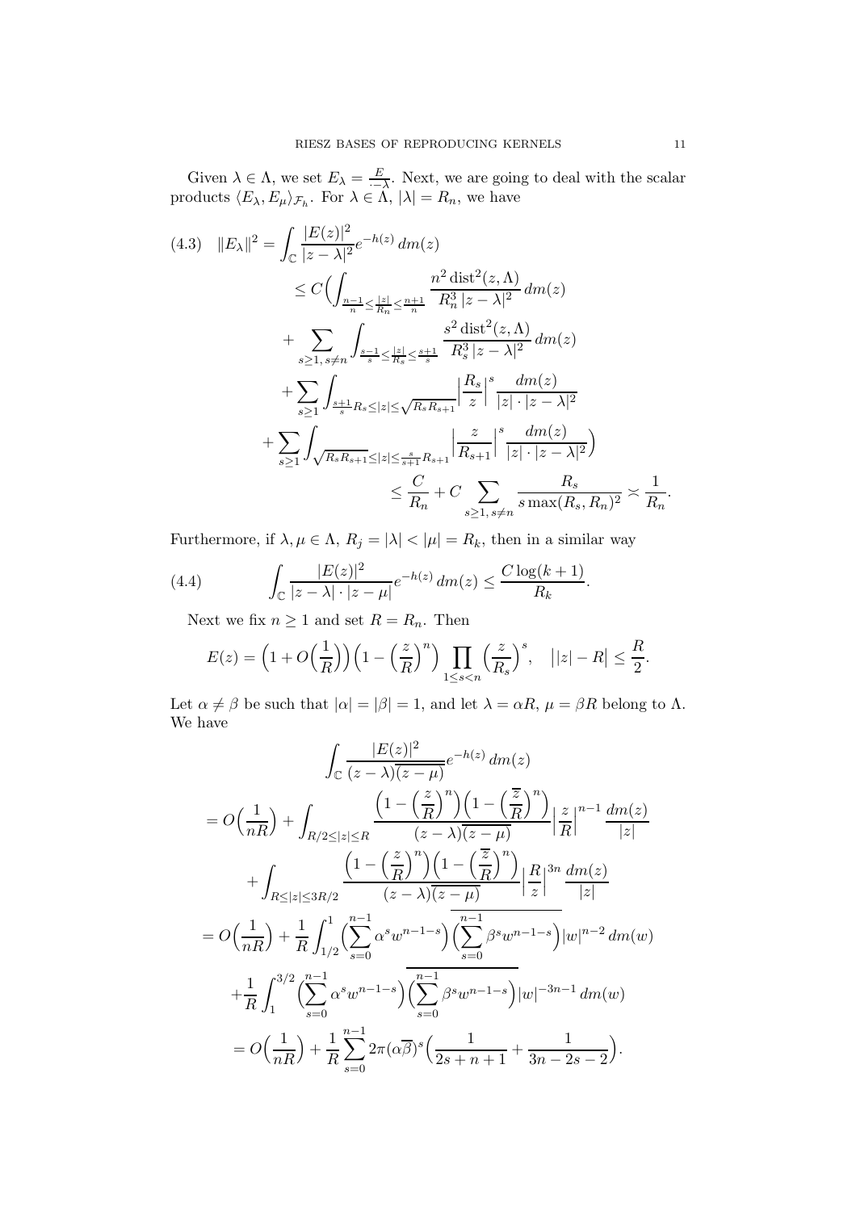Given $\lambda\in\Lambda$, we set $E_\lambda=\frac{E}{\cdot-\lambda}$. Next, we are going to deal with the scalar products $\langle E_\lambda, E_\mu\rangle_{\mathcal{F}_h}$. For $\lambda\in\Lambda$, $|\lambda|=R_n$, we have

$$
\begin{aligned}
(4.3)\quad \|E_\lambda\|^2 &= \int_{\mathbb{C}} \frac{|E(z)|^2}{|z-\lambda|^2} e^{-h(z)}\,dm(z) \\
&\le C\Big( \int_{\frac{n-1}{n}\le\frac{|z|}{R_n}\le\frac{n+1}{n}} \frac{n^2\operatorname{dist}^2(z,\Lambda)}{R_n^3\,|z-\lambda|^2}\,dm(z) \\
&\quad + \sum_{s\ge1,\, s\ne n} \int_{\frac{s-1}{s}\le\frac{|z|}{R_s}\le\frac{s+1}{s}} \frac{s^2\operatorname{dist}^2(z,\Lambda)}{R_s^3\,|z-\lambda|^2}\,dm(z) \\
&\quad + \sum_{s\ge1} \int_{\frac{s+1}{s}R_s\le|z|\le\sqrt{R_sR_{s+1}}} \Big|\frac{R_s}{z}\Big|^s \frac{dm(z)}{|z|\cdot|z-\lambda|^2} \\
&\quad + \sum_{s\ge1} \int_{\sqrt{R_sR_{s+1}}\le|z|\le\frac{s}{s+1}R_{s+1}} \Big|\frac{z}{R_{s+1}}\Big|^s \frac{dm(z)}{|z|\cdot|z-\lambda|^2}\Big) \\
&\le \frac{C}{R_n} + C\sum_{s\ge1,\,s\ne n} \frac{R_s}{s\max(R_s,R_n)^2} \asymp \frac{1}{R_n}.
\end{aligned}
$$

Furthermore, if $\lambda,\mu\in\Lambda$, $R_j=|\lambda|<|\mu|=R_k$, then in a similar way

$$
(4.4)\qquad \int_{\mathbb{C}} \frac{|E(z)|^2}{|z-\lambda|\cdot|z-\mu|} e^{-h(z)}\,dm(z) \le \frac{C\log(k+1)}{R_k}.
$$

Next we fix $n\ge1$ and set $R=R_n$. Then

$$
E(z)=\Big(1+O\Big(\frac{1}{R}\Big)\Big)\Big(1-\Big(\frac{z}{R}\Big)^n\Big)\prod_{1\le s<n}\Big(\frac{z}{R_s}\Big)^s,\quad \big||z|-R\big|\le\frac{R}{2}.
$$

Let $\alpha\ne\beta$ be such that $|\alpha|=|\beta|=1$, and let $\lambda=\alpha R$, $\mu=\beta R$ belong to $\Lambda$. We have

$$
\begin{aligned}
&\int_{\mathbb{C}} \frac{|E(z)|^2}{(z-\lambda)\overline{(z-\mu)}} e^{-h(z)}\,dm(z) \\
&= O\Big(\frac{1}{nR}\Big) + \int_{R/2\le|z|\le R} \frac{\Big(1-\Big(\frac{z}{R}\Big)^n\Big)\Big(1-\Big(\frac{\overline{z}}{R}\Big)^n\Big)}{(z-\lambda)\overline{(z-\mu)}} \Big|\frac{z}{R}\Big|^{n-1}\frac{dm(z)}{|z|} \\
&\quad + \int_{R\le|z|\le 3R/2} \frac{\Big(1-\Big(\frac{z}{R}\Big)^n\Big)\Big(1-\Big(\frac{\overline{z}}{R}\Big)^n\Big)}{(z-\lambda)\overline{(z-\mu)}} \Big|\frac{R}{z}\Big|^{3n}\frac{dm(z)}{|z|} \\
&= O\Big(\frac{1}{nR}\Big) + \frac{1}{R}\int_{1/2}^{1} \Big(\sum_{s=0}^{n-1}\alpha^s w^{n-1-s}\Big)\overline{\Big(\sum_{s=0}^{n-1}\beta^s w^{n-1-s}\Big)}|w|^{n-2}\,dm(w) \\
&\quad + \frac{1}{R}\int_{1}^{3/2} \Big(\sum_{s=0}^{n-1}\alpha^s w^{n-1-s}\Big)\overline{\Big(\sum_{s=0}^{n-1}\beta^s w^{n-1-s}\Big)}|w|^{-3n-1}\,dm(w) \\
&= O\Big(\frac{1}{nR}\Big) + \frac{1}{R}\sum_{s=0}^{n-1} 2\pi(\alpha\overline{\beta})^s\Big(\frac{1}{2s+n+1}+\frac{1}{3n-2s-2}\Big).
\end{aligned}
$$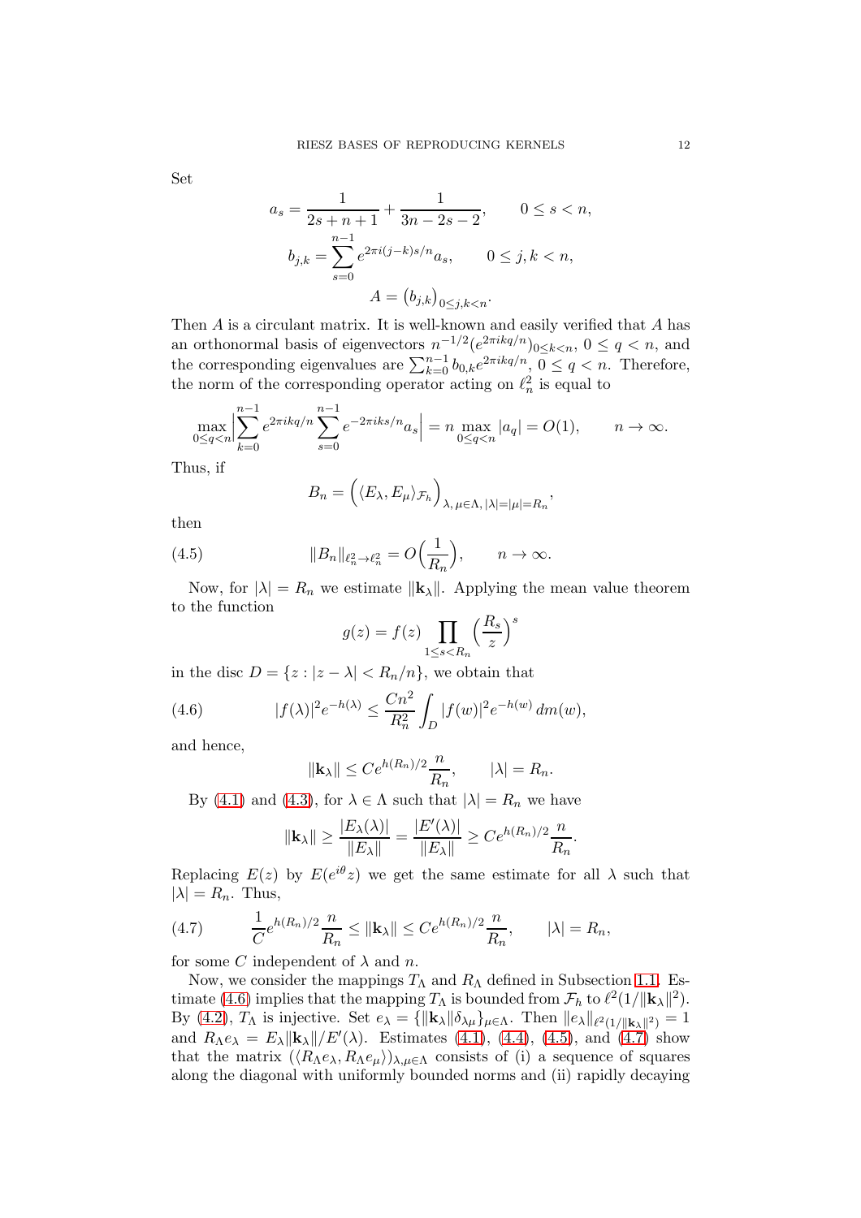Set

$$a_s = \frac{1}{2s+n+1} + \frac{1}{3n-2s-2}, \qquad 0 \le s < n,$$

$$b_{j,k} = \sum_{s=0}^{n-1} e^{2\pi i (j-k)s/n} a_s, \qquad 0 \le j,k < n,$$

$$A = \big(b_{j,k}\big)_{0 \le j,k < n}.$$

Then $A$ is a circulant matrix. It is well-known and easily verified that $A$ has an orthonormal basis of eigenvectors $n^{-1/2}(e^{2\pi i k q/n})_{0\le k<n}$, $0 \le q < n$, and the corresponding eigenvalues are $\sum_{k=0}^{n-1} b_{0,k} e^{2\pi i k q/n}$, $0 \le q < n$. Therefore, the norm of the corresponding operator acting on $\ell^2_n$ is equal to

$$\max_{0\le q<n} \Big| \sum_{k=0}^{n-1} e^{2\pi i k q/n} \sum_{s=0}^{n-1} e^{-2\pi i k s/n} a_s \Big| = n \max_{0 \le q < n} |a_q| = O(1), \qquad n \to \infty.$$

Thus, if

$$B_n = \Big( \langle E_\lambda, E_\mu \rangle_{\mathcal{F}_h} \Big)_{\lambda,\,\mu\in\Lambda,\, |\lambda|=|\mu|=R_n},$$

then

$$\|B_n\|_{\ell^2_n \to \ell^2_n} = O\Big(\frac{1}{R_n}\Big), \qquad n \to \infty. \tag{4.5}$$

Now, for $|\lambda| = R_n$ we estimate $\|\mathbf{k}_\lambda\|$. Applying the mean value theorem to the function

$$g(z) = f(z) \prod_{1 \le s < R_n} \Big(\frac{R_s}{z}\Big)^s$$

in the disc $D = \{z : |z-\lambda| < R_n/n\}$, we obtain that

$$|f(\lambda)|^2 e^{-h(\lambda)} \le \frac{Cn^2}{R_n^2} \int_D |f(w)|^2 e^{-h(w)}\, dm(w), \tag{4.6}$$

and hence,

$$\|\mathbf{k}_\lambda\| \le C e^{h(R_n)/2} \frac{n}{R_n}, \qquad |\lambda| = R_n.$$

By (4.1) and (4.3), for $\lambda \in \Lambda$ such that $|\lambda| = R_n$ we have

$$\|\mathbf{k}_\lambda\| \ge \frac{|E_\lambda(\lambda)|}{\|E_\lambda\|} = \frac{|E'(\lambda)|}{\|E_\lambda\|} \ge C e^{h(R_n)/2} \frac{n}{R_n}.$$

Replacing $E(z)$ by $E(e^{i\theta} z)$ we get the same estimate for all $\lambda$ such that $|\lambda| = R_n$. Thus,

$$\frac{1}{C} e^{h(R_n)/2} \frac{n}{R_n} \le \|\mathbf{k}_\lambda\| \le C e^{h(R_n)/2} \frac{n}{R_n}, \qquad |\lambda| = R_n, \tag{4.7}$$

for some $C$ independent of $\lambda$ and $n$.

Now, we consider the mappings $T_\Lambda$ and $R_\Lambda$ defined in Subsection 1.1. Estimate (4.6) implies that the mapping $T_\Lambda$ is bounded from $\mathcal{F}_h$ to $\ell^2(1/\|\mathbf{k}_\lambda\|^2)$. By (4.2), $T_\Lambda$ is injective. Set $e_\lambda = \{\|\mathbf{k}_\lambda\| \delta_{\lambda\mu}\}_{\mu\in\Lambda}$. Then $\|e_\lambda\|_{\ell^2(1/\|\mathbf{k}_\lambda\|^2)} = 1$ and $R_\Lambda e_\lambda = E_\lambda \|\mathbf{k}_\lambda\|/E'(\lambda)$. Estimates (4.1), (4.4), (4.5), and (4.7) show that the matrix $(\langle R_\Lambda e_\lambda, R_\Lambda e_\mu\rangle)_{\lambda,\mu\in\Lambda}$ consists of (i) a sequence of squares along the diagonal with uniformly bounded norms and (ii) rapidly decaying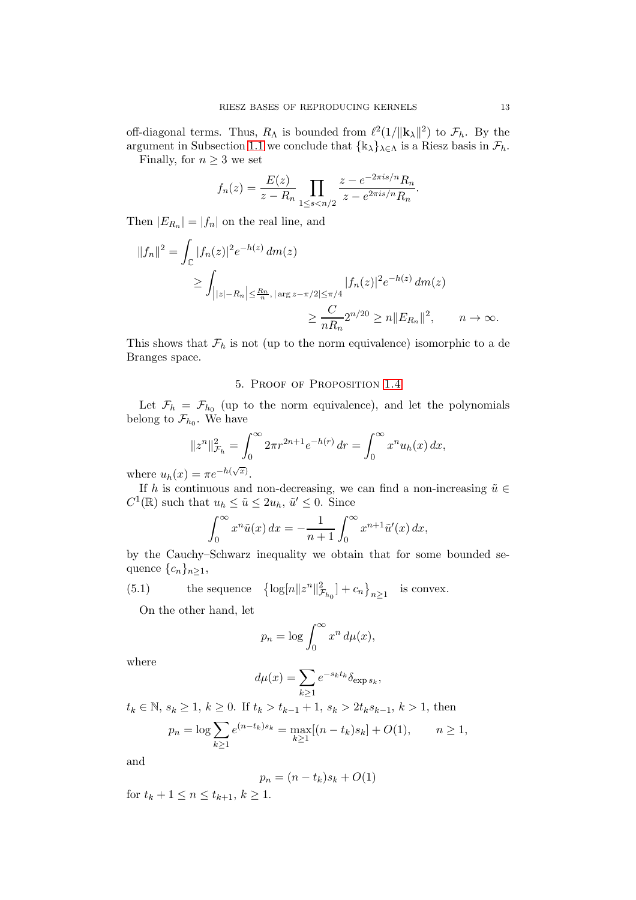off-diagonal terms. Thus, $R_\Lambda$ is bounded from $\ell^2(1/\|\mathbf{k}_\lambda\|^2)$ to $\mathcal{F}_h$. By the argument in Subsection 1.1 we conclude that $\{\mathbb{k}_\lambda\}_{\lambda\in\Lambda}$ is a Riesz basis in $\mathcal{F}_h$.

Finally, for $n \geq 3$ we set

$$f_n(z) = \frac{E(z)}{z - R_n} \prod_{1\le s<n/2} \frac{z - e^{-2\pi i s/n}R_n}{z - e^{2\pi i s/n}R_n}.$$

Then $|E_{R_n}| = |f_n|$ on the real line, and

$$\begin{aligned}
\|f_n\|^2 &= \int_{\mathbb{C}} |f_n(z)|^2 e^{-h(z)}\, dm(z) \\
&\geq \int_{\left||z|-R_n\right|\le \frac{R_n}{n},\, |\arg z - \pi/2|\le\pi/4} |f_n(z)|^2 e^{-h(z)}\, dm(z) \\
&\qquad\qquad \geq \frac{C}{nR_n} 2^{n/20} \geq n\|E_{R_n}\|^2, \qquad n\to\infty.
\end{aligned}$$

This shows that $\mathcal{F}_h$ is not (up to the norm equivalence) isomorphic to a de Branges space.

## 5. Proof of Proposition 1.4

Let $\mathcal{F}_h = \mathcal{F}_{h_0}$ (up to the norm equivalence), and let the polynomials belong to $\mathcal{F}_{h_0}$. We have

$$\|z^n\|^2_{\mathcal{F}_h} = \int_0^\infty 2\pi r^{2n+1} e^{-h(r)}\, dr = \int_0^\infty x^n u_h(x)\, dx,$$

where $u_h(x) = \pi e^{-h(\sqrt{x})}$.

If $h$ is continuous and non-decreasing, we can find a non-increasing $\tilde u \in C^1(\mathbb{R})$ such that $u_h \le \tilde u \le 2u_h$, $\tilde u' \le 0$. Since

$$\int_0^\infty x^n \tilde u(x)\, dx = -\frac{1}{n+1}\int_0^\infty x^{n+1}\tilde u'(x)\, dx,$$

by the Cauchy–Schwarz inequality we obtain that for some bounded sequence $\{c_n\}_{n\ge1}$,

$$\text{the sequence} \quad \left\{\log[n\|z^n\|^2_{\mathcal{F}_{h_0}}] + c_n\right\}_{n\ge 1} \quad \text{is convex.} \tag{5.1}$$

On the other hand, let

$$p_n = \log \int_0^\infty x^n\, d\mu(x),$$

where

$$d\mu(x) = \sum_{k\ge1} e^{-s_k t_k}\delta_{\exp s_k},$$

$t_k \in \mathbb{N}$, $s_k \geq 1$, $k \geq 0$. If $t_k > t_{k-1}+1$, $s_k > 2t_k s_{k-1}$, $k > 1$, then

$$p_n = \log \sum_{k\ge1} e^{(n-t_k)s_k} = \max_{k\ge1}[(n-t_k)s_k] + O(1), \qquad n \geq 1,$$

and

$$p_n = (n-t_k)s_k + O(1)$$

for $t_k + 1 \le n \le t_{k+1}$, $k \geq 1$.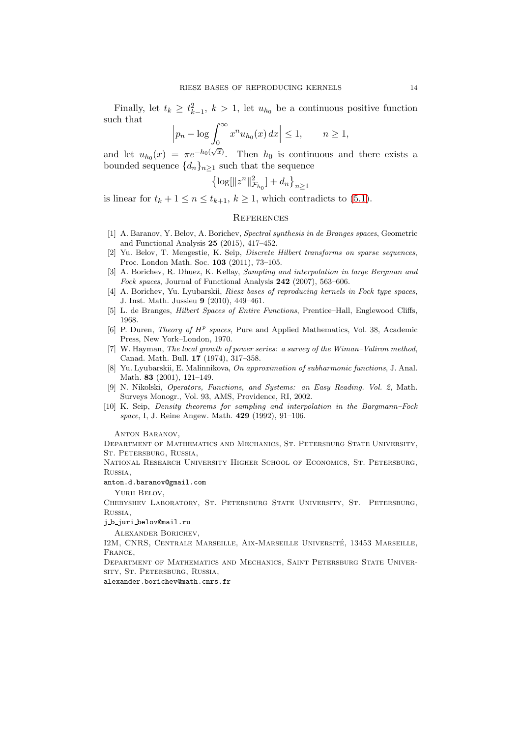Finally, let $t_k \geq t_{k-1}^2$, $k > 1$, let $u_{h_0}$ be a continuous positive function such that

$$\left| p_n - \log \int_0^\infty x^n u_{h_0}(x)\, dx \right| \leq 1, \qquad n \geq 1,$$

and let $u_{h_0}(x) = \pi e^{-h_0(\sqrt{x})}$. Then $h_0$ is continuous and there exists a bounded sequence $\{d_n\}_{n\geq 1}$ such that the sequence

$$\left\{ \log[\|z^n\|^2_{\mathcal{F}_{h_0}}] + d_n \right\}_{n\geq 1}$$

is linear for $t_k + 1 \leq n \leq t_{k+1}$, $k \geq 1$, which contradicts to (5.1).

## References

[1] A. Baranov, Y. Belov, A. Borichev, *Spectral synthesis in de Branges spaces*, Geometric and Functional Analysis **25** (2015), 417–452.

[2] Yu. Belov, T. Mengestie, K. Seip, *Discrete Hilbert transforms on sparse sequences*, Proc. London Math. Soc. **103** (2011), 73–105.

[3] A. Borichev, R. Dhuez, K. Kellay, *Sampling and interpolation in large Bergman and Fock spaces*, Journal of Functional Analysis **242** (2007), 563–606.

[4] A. Borichev, Yu. Lyubarskii, *Riesz bases of reproducing kernels in Fock type spaces*, J. Inst. Math. Jussieu **9** (2010), 449–461.

[5] L. de Branges, *Hilbert Spaces of Entire Functions*, Prentice–Hall, Englewood Cliffs, 1968.

[6] P. Duren, *Theory of $H^p$ spaces*, Pure and Applied Mathematics, Vol. 38, Academic Press, New York–London, 1970.

[7] W. Hayman, *The local growth of power series: a survey of the Wiman–Valiron method*, Canad. Math. Bull. **17** (1974), 317–358.

[8] Yu. Lyubarskii, E. Malinnikova, *On approximation of subharmonic functions*, J. Anal. Math. **83** (2001), 121–149.

[9] N. Nikolski, *Operators, Functions, and Systems: an Easy Reading. Vol. 2*, Math. Surveys Monogr., Vol. 93, AMS, Providence, RI, 2002.

[10] K. Seip, *Density theorems for sampling and interpolation in the Bargmann–Fock space*, I, J. Reine Angew. Math. **429** (1992), 91–106.

Anton Baranov,
Department of Mathematics and Mechanics, St. Petersburg State University, St. Petersburg, Russia,
National Research University Higher School of Economics, St. Petersburg, Russia,
anton.d.baranov@gmail.com

Yurii Belov,
Chebyshev Laboratory, St. Petersburg State University, St. Petersburg, Russia,
j_b_juri_belov@mail.ru

Alexander Borichev,
I2M, CNRS, Centrale Marseille, Aix-Marseille Université, 13453 Marseille, France,
Department of Mathematics and Mechanics, Saint Petersburg State University, St. Petersburg, Russia,
alexander.borichev@math.cnrs.fr